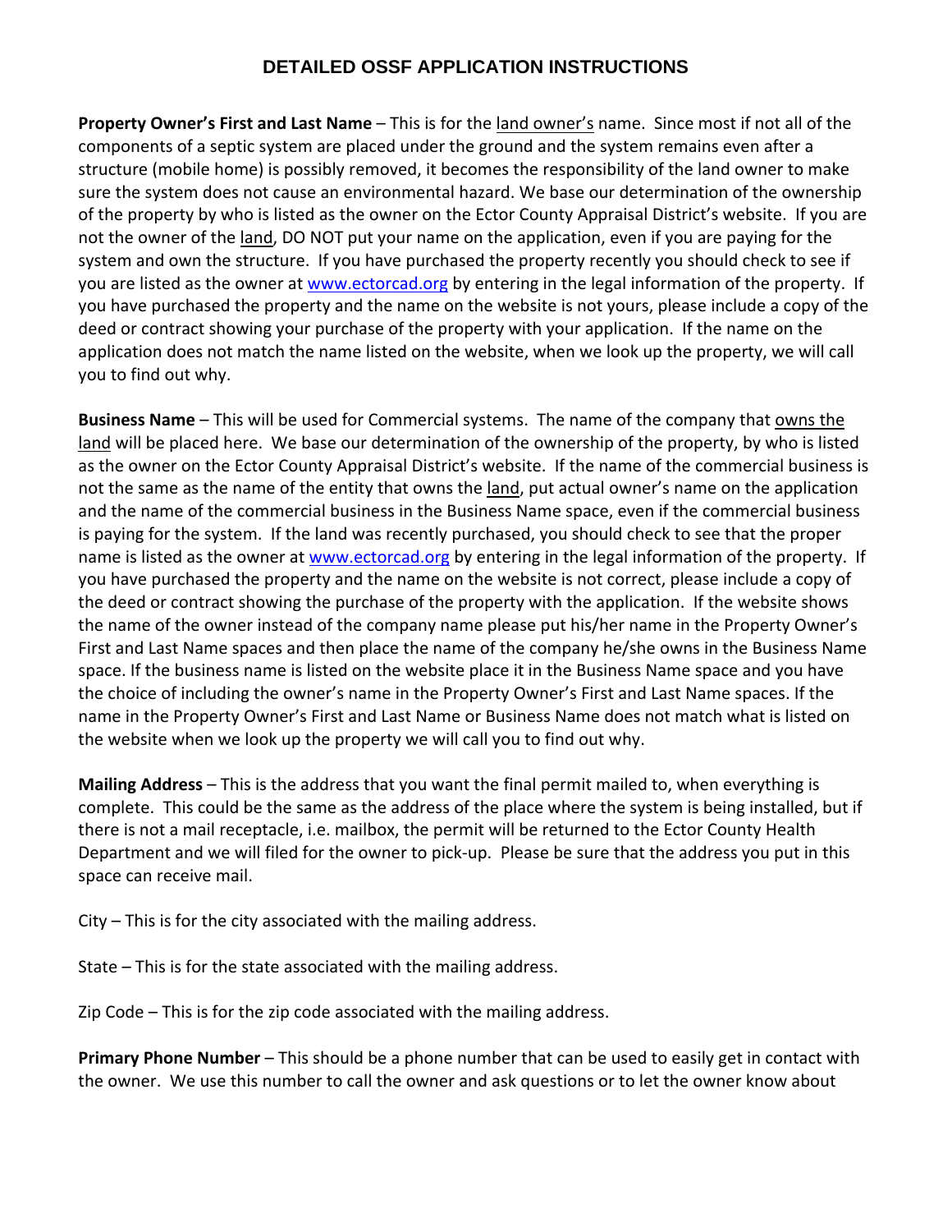# DETAILED OSSF APPLICATION INSTRUCTIONS

**Property Owner's First and Last Name** – This is for the land owner's name. Since most if not all of the components of a septic system are placed under the ground and the system remains even after a structure (mobile home) is possibly removed, it becomes the responsibility of the land owner to make sure the system does not cause an environmental hazard. We base our determination of the ownership of the property by who is listed as the owner on the Ector County Appraisal District's website. If you are not the owner of the land, DO NOT put your name on the application, even if you are paying for the system and own the structure. If you have purchased the property recently you should check to see if you are listed as the owner at www.ectorcad.org by entering in the legal information of the property. If you have purchased the property and the name on the website is not yours, please include a copy of the deed or contract showing your purchase of the property with your application. If the name on the application does not match the name listed on the website, when we look up the property, we will call you to find out why.

**Business Name** – This will be used for Commercial systems. The name of the company that owns the land will be placed here. We base our determination of the ownership of the property, by who is listed as the owner on the Ector County Appraisal District's website. If the name of the commercial business is not the same as the name of the entity that owns the land, put actual owner's name on the application and the name of the commercial business in the Business Name space, even if the commercial business is paying for the system. If the land was recently purchased, you should check to see that the proper name is listed as the owner at www.ectorcad.org by entering in the legal information of the property. If you have purchased the property and the name on the website is not correct, please include a copy of the deed or contract showing the purchase of the property with the application. If the website shows the name of the owner instead of the company name please put his/her name in the Property Owner's First and Last Name spaces and then place the name of the company he/she owns in the Business Name space. If the business name is listed on the website place it in the Business Name space and you have the choice of including the owner's name in the Property Owner's First and Last Name spaces. If the name in the Property Owner's First and Last Name or Business Name does not match what is listed on the website when we look up the property we will call you to find out why.

**Mailing Address** – This is the address that you want the final permit mailed to, when everything is complete. This could be the same as the address of the place where the system is being installed, but if there is not a mail receptacle, i.e. mailbox, the permit will be returned to the Ector County Health Department and we will filed for the owner to pick-up. Please be sure that the address you put in this space can receive mail.

City – This is for the city associated with the mailing address.

State – This is for the state associated with the mailing address.

Zip Code – This is for the zip code associated with the mailing address.

**Primary Phone Number** – This should be a phone number that can be used to easily get in contact with the owner. We use this number to call the owner and ask questions or to let the owner know about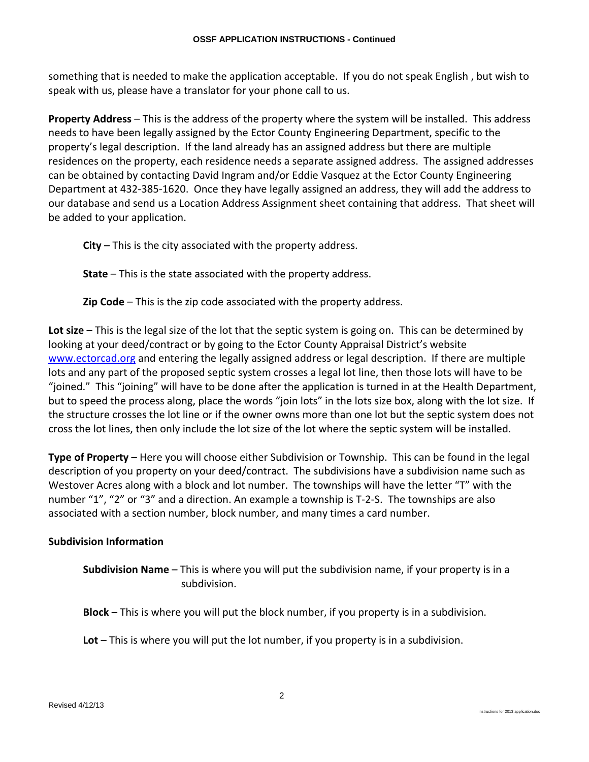something that is needed to make the application acceptable. If you do not speak English , but wish to speak with us, please have a translator for your phone call to us.

**Property Address** – This is the address of the property where the system will be installed. This address needs to have been legally assigned by the Ector County Engineering Department, specific to the property's legal description. If the land already has an assigned address but there are multiple residences on the property, each residence needs a separate assigned address. The assigned addresses can be obtained by contacting David Ingram and/or Eddie Vasquez at the Ector County Engineering Department at 432-385-1620. Once they have legally assigned an address, they will add the address to our database and send us a Location Address Assignment sheet containing that address. That sheet will be added to your application.

**City** – This is the city associated with the property address.

**State** – This is the state associated with the property address.

**Zip Code** – This is the zip code associated with the property address.

**Lot size** – This is the legal size of the lot that the septic system is going on. This can be determined by looking at your deed/contract or by going to the Ector County Appraisal District's website www.ectorcad.org and entering the legally assigned address or legal description. If there are multiple lots and any part of the proposed septic system crosses a legal lot line, then those lots will have to be "joined." This "joining" will have to be done after the application is turned in at the Health Department, but to speed the process along, place the words "join lots" in the lots size box, along with the lot size. If the structure crosses the lot line or if the owner owns more than one lot but the septic system does not cross the lot lines, then only include the lot size of the lot where the septic system will be installed.

**Type of Property** – Here you will choose either Subdivision or Township. This can be found in the legal description of you property on your deed/contract. The subdivisions have a subdivision name such as Westover Acres along with a block and lot number. The townships will have the letter "T" with the number "1", "2" or "3" and a direction. An example a township is T-2-S. The townships are also associated with a section number, block number, and many times a card number.

**Subdivision Information**

**Subdivision Name** – This is where you will put the subdivision name, if your property is in a subdivision.

**Block** – This is where you will put the block number, if you property is in a subdivision.

**Lot** – This is where you will put the lot number, if you property is in a subdivision.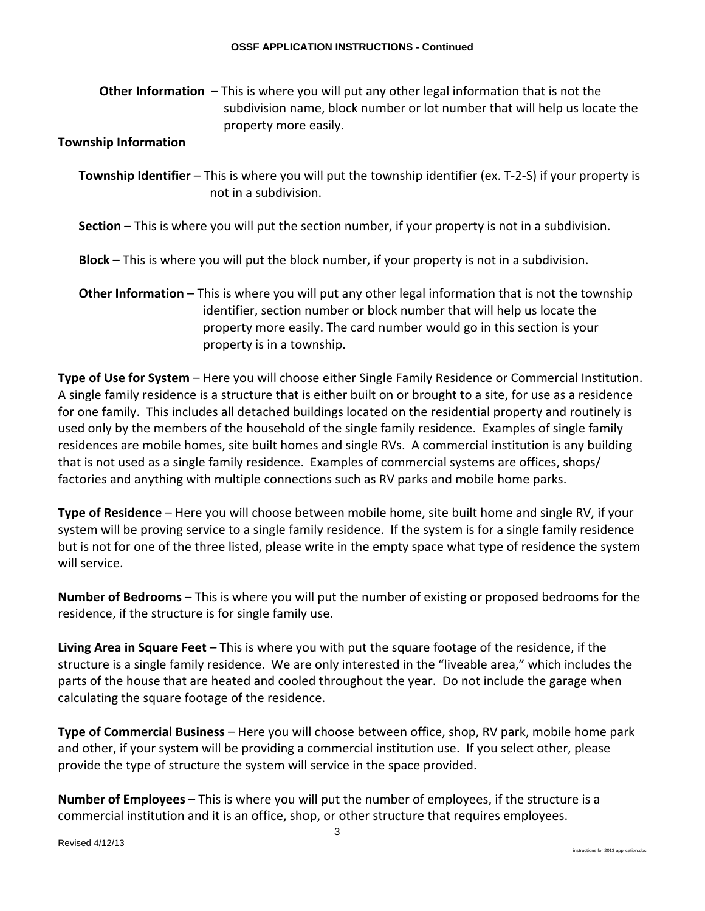**Other Information** – This is where you will put any other legal information that is not the subdivision name, block number or lot number that will help us locate the property more easily.

**Township Information**

**Township Identifier** – This is where you will put the township identifier (ex. T-2-S) if your property is not in a subdivision.

**Section** – This is where you will put the section number, if your property is not in a subdivision.

**Block** – This is where you will put the block number, if your property is not in a subdivision.

**Other Information** – This is where you will put any other legal information that is not the township identifier, section number or block number that will help us locate the property more easily. The card number would go in this section is your property is in a township.

**Type of Use for System** – Here you will choose either Single Family Residence or Commercial Institution. A single family residence is a structure that is either built on or brought to a site, for use as a residence for one family. This includes all detached buildings located on the residential property and routinely is used only by the members of the household of the single family residence. Examples of single family residences are mobile homes, site built homes and single RVs. A commercial institution is any building that is not used as a single family residence. Examples of commercial systems are offices, shops/ factories and anything with multiple connections such as RV parks and mobile home parks.

**Type of Residence** – Here you will choose between mobile home, site built home and single RV, if your system will be proving service to a single family residence. If the system is for a single family residence but is not for one of the three listed, please write in the empty space what type of residence the system will service.

**Number of Bedrooms** – This is where you will put the number of existing or proposed bedrooms for the residence, if the structure is for single family use.

**Living Area in Square Feet** – This is where you with put the square footage of the residence, if the structure is a single family residence. We are only interested in the "liveable area," which includes the parts of the house that are heated and cooled throughout the year. Do not include the garage when calculating the square footage of the residence.

**Type of Commercial Business** – Here you will choose between office, shop, RV park, mobile home park and other, if your system will be providing a commercial institution use. If you select other, please provide the type of structure the system will service in the space provided.

**Number of Employees** – This is where you will put the number of employees, if the structure is a commercial institution and it is an office, shop, or other structure that requires employees.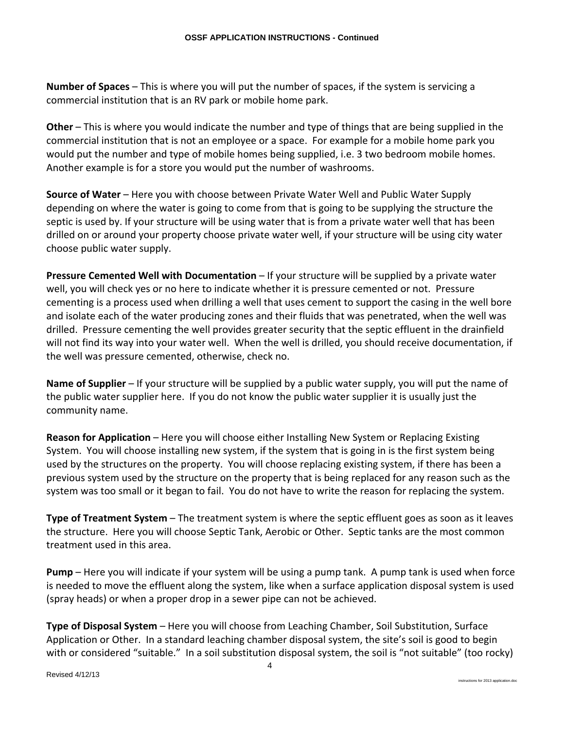**Number of Spaces** – This is where you will put the number of spaces, if the system is servicing a commercial institution that is an RV park or mobile home park.

**Other** – This is where you would indicate the number and type of things that are being supplied in the commercial institution that is not an employee or a space. For example for a mobile home park you would put the number and type of mobile homes being supplied, i.e. 3 two bedroom mobile homes. Another example is for a store you would put the number of washrooms.

**Source of Water** – Here you with choose between Private Water Well and Public Water Supply depending on where the water is going to come from that is going to be supplying the structure the septic is used by. If your structure will be using water that is from a private water well that has been drilled on or around your property choose private water well, if your structure will be using city water choose public water supply.

**Pressure Cemented Well with Documentation** – If your structure will be supplied by a private water well, you will check yes or no here to indicate whether it is pressure cemented or not. Pressure cementing is a process used when drilling a well that uses cement to support the casing in the well bore and isolate each of the water producing zones and their fluids that was penetrated, when the well was drilled. Pressure cementing the well provides greater security that the septic effluent in the drainfield will not find its way into your water well. When the well is drilled, you should receive documentation, if the well was pressure cemented, otherwise, check no.

**Name of Supplier** – If your structure will be supplied by a public water supply, you will put the name of the public water supplier here. If you do not know the public water supplier it is usually just the community name.

**Reason for Application** – Here you will choose either Installing New System or Replacing Existing System. You will choose installing new system, if the system that is going in is the first system being used by the structures on the property. You will choose replacing existing system, if there has been a previous system used by the structure on the property that is being replaced for any reason such as the system was too small or it began to fail. You do not have to write the reason for replacing the system.

**Type of Treatment System** – The treatment system is where the septic effluent goes as soon as it leaves the structure. Here you will choose Septic Tank, Aerobic or Other. Septic tanks are the most common treatment used in this area.

**Pump** – Here you will indicate if your system will be using a pump tank. A pump tank is used when force is needed to move the effluent along the system, like when a surface application disposal system is used (spray heads) or when a proper drop in a sewer pipe can not be achieved.

**Type of Disposal System** – Here you will choose from Leaching Chamber, Soil Substitution, Surface Application or Other. In a standard leaching chamber disposal system, the site's soil is good to begin with or considered "suitable." In a soil substitution disposal system, the soil is "not suitable" (too rocky)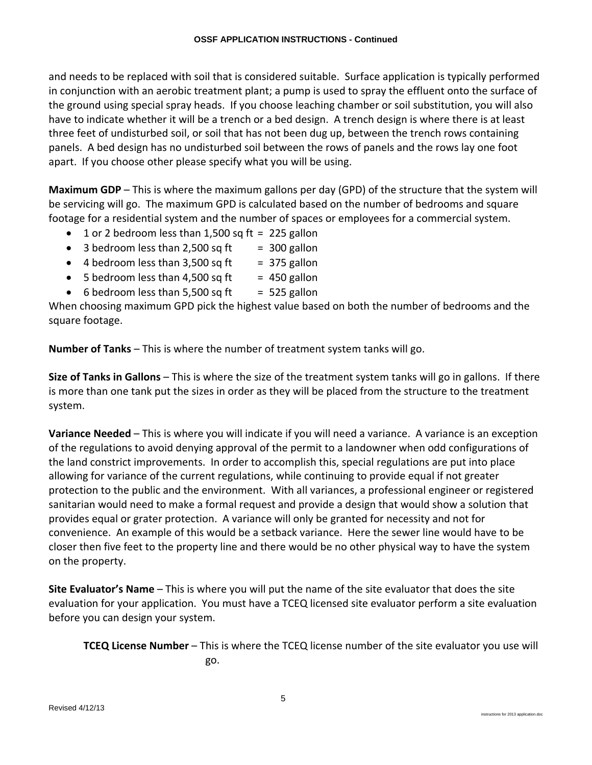and needs to be replaced with soil that is considered suitable. Surface application is typically performed in conjunction with an aerobic treatment plant; a pump is used to spray the effluent onto the surface of the ground using special spray heads. If you choose leaching chamber or soil substitution, you will also have to indicate whether it will be a trench or a bed design. A trench design is where there is at least three feet of undisturbed soil, or soil that has not been dug up, between the trench rows containing panels. A bed design has no undisturbed soil between the rows of panels and the rows lay one foot apart. If you choose other please specify what you will be using.

**Maximum GDP** – This is where the maximum gallons per day (GPD) of the structure that the system will be servicing will go. The maximum GPD is calculated based on the number of bedrooms and square footage for a residential system and the number of spaces or employees for a commercial system.

- 1 or 2 bedroom less than 1,500 sq ft = 225 gallon
- 3 bedroom less than 2,500 sq ft = 300 gallon
- 4 bedroom less than 3,500 sq ft = 375 gallon
- 5 bedroom less than 4,500 sq ft = 450 gallon
- 6 bedroom less than 5,500 sq ft = 525 gallon

When choosing maximum GPD pick the highest value based on both the number of bedrooms and the square footage.

**Number of Tanks** – This is where the number of treatment system tanks will go.

**Size of Tanks in Gallons** – This is where the size of the treatment system tanks will go in gallons. If there is more than one tank put the sizes in order as they will be placed from the structure to the treatment system.

**Variance Needed** – This is where you will indicate if you will need a variance. A variance is an exception of the regulations to avoid denying approval of the permit to a landowner when odd configurations of the land constrict improvements. In order to accomplish this, special regulations are put into place allowing for variance of the current regulations, while continuing to provide equal if not greater protection to the public and the environment. With all variances, a professional engineer or registered sanitarian would need to make a formal request and provide a design that would show a solution that provides equal or grater protection. A variance will only be granted for necessity and not for convenience. An example of this would be a setback variance. Here the sewer line would have to be closer then five feet to the property line and there would be no other physical way to have the system on the property.

**Site Evaluator's Name** – This is where you will put the name of the site evaluator that does the site evaluation for your application. You must have a TCEQ licensed site evaluator perform a site evaluation before you can design your system.

**TCEQ License Number** – This is where the TCEQ license number of the site evaluator you use will go.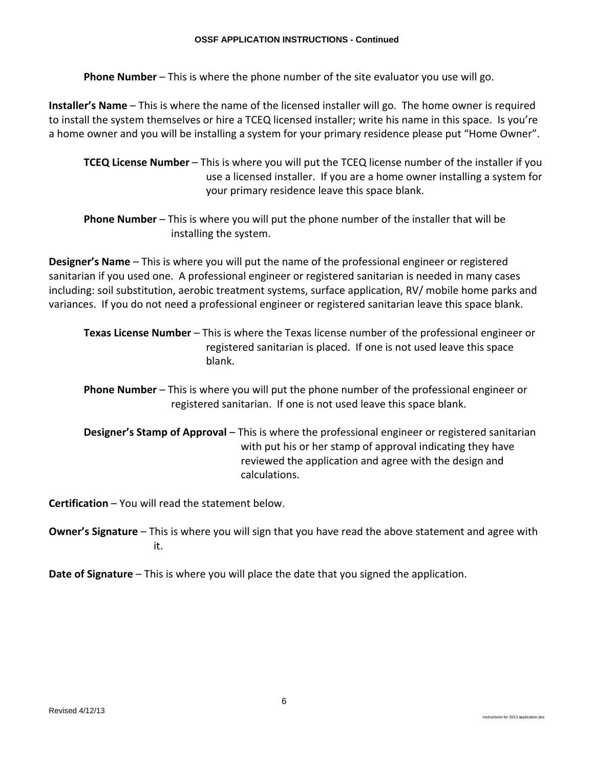**Phone Number** – This is where the phone number of the site evaluator you use will go.

**Installer's Name** – This is where the name of the licensed installer will go. The home owner is required to install the system themselves or hire a TCEQ licensed installer; write his name in this space. Is you're a home owner and you will be installing a system for your primary residence please put "Home Owner".

**TCEQ License Number** – This is where you will put the TCEQ license number of the installer if you use a licensed installer. If you are a home owner installing a system for your primary residence leave this space blank.

**Phone Number** – This is where you will put the phone number of the installer that will be installing the system.

**Designer's Name** – This is where you will put the name of the professional engineer or registered sanitarian if you used one. A professional engineer or registered sanitarian is needed in many cases including: soil substitution, aerobic treatment systems, surface application, RV/ mobile home parks and variances. If you do not need a professional engineer or registered sanitarian leave this space blank.

**Texas License Number** – This is where the Texas license number of the professional engineer or registered sanitarian is placed. If one is not used leave this space blank.

**Phone Number** – This is where you will put the phone number of the professional engineer or registered sanitarian. If one is not used leave this space blank.

**Designer's Stamp of Approval** – This is where the professional engineer or registered sanitarian with put his or her stamp of approval indicating they have reviewed the application and agree with the design and calculations.

**Certification** – You will read the statement below.

**Owner's Signature** – This is where you will sign that you have read the above statement and agree with it.

**Date of Signature** – This is where you will place the date that you signed the application.